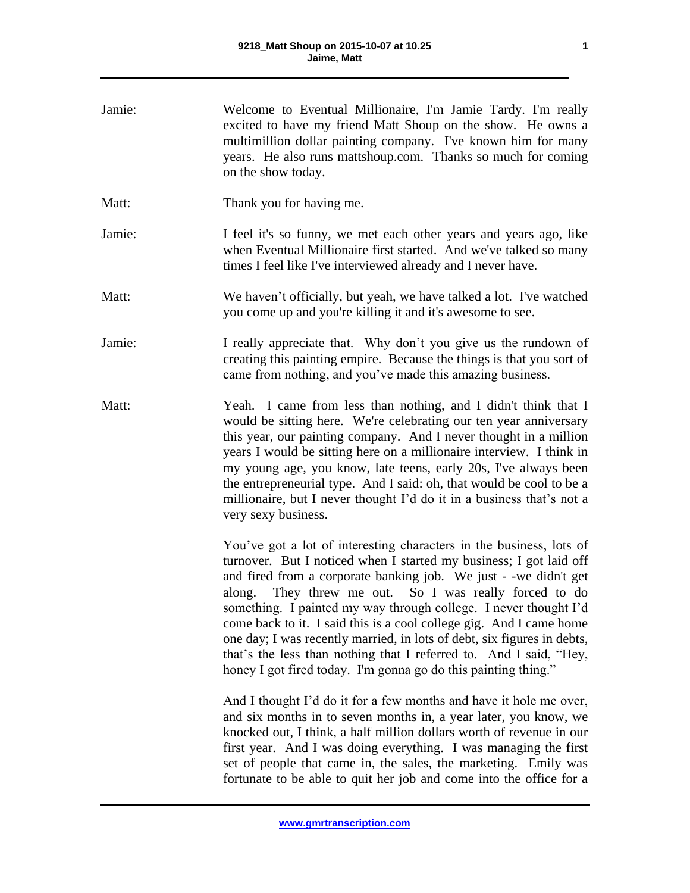Jamie: Welcome to Eventual Millionaire, I'm Jamie Tardy. I'm really excited to have my friend Matt Shoup on the show. He owns a multimillion dollar painting company. I've known him for many years. He also runs mattshoup.com. Thanks so much for coming on the show today.

Matt: Thank you for having me.

Jamie: I feel it's so funny, we met each other years and years ago, like when Eventual Millionaire first started. And we've talked so many times I feel like I've interviewed already and I never have.

Matt: We haven't officially, but yeah, we have talked a lot. I've watched you come up and you're killing it and it's awesome to see.

Jamie: I really appreciate that. Why don't you give us the rundown of creating this painting empire. Because the things is that you sort of came from nothing, and you've made this amazing business.

Matt: Yeah. I came from less than nothing, and I didn't think that I would be sitting here. We're celebrating our ten year anniversary this year, our painting company. And I never thought in a million years I would be sitting here on a millionaire interview. I think in my young age, you know, late teens, early 20s, I've always been the entrepreneurial type. And I said: oh, that would be cool to be a millionaire, but I never thought I'd do it in a business that's not a very sexy business.

You've got a lot of interesting characters in the business, lots of turnover. But I noticed when I started my business; I got laid off and fired from a corporate banking job. We just - -we didn't get along. They threw me out. So I was really forced to do something. I painted my way through college. I never thought I'd come back to it. I said this is a cool college gig. And I came home one day; I was recently married, in lots of debt, six figures in debts, that's the less than nothing that I referred to. And I said, "Hey, honey I got fired today. I'm gonna go do this painting thing."

And I thought I'd do it for a few months and have it hole me over, and six months in to seven months in, a year later, you know, we knocked out, I think, a half million dollars worth of revenue in our first year. And I was doing everything. I was managing the first set of people that came in, the sales, the marketing. Emily was fortunate to be able to quit her job and come into the office for a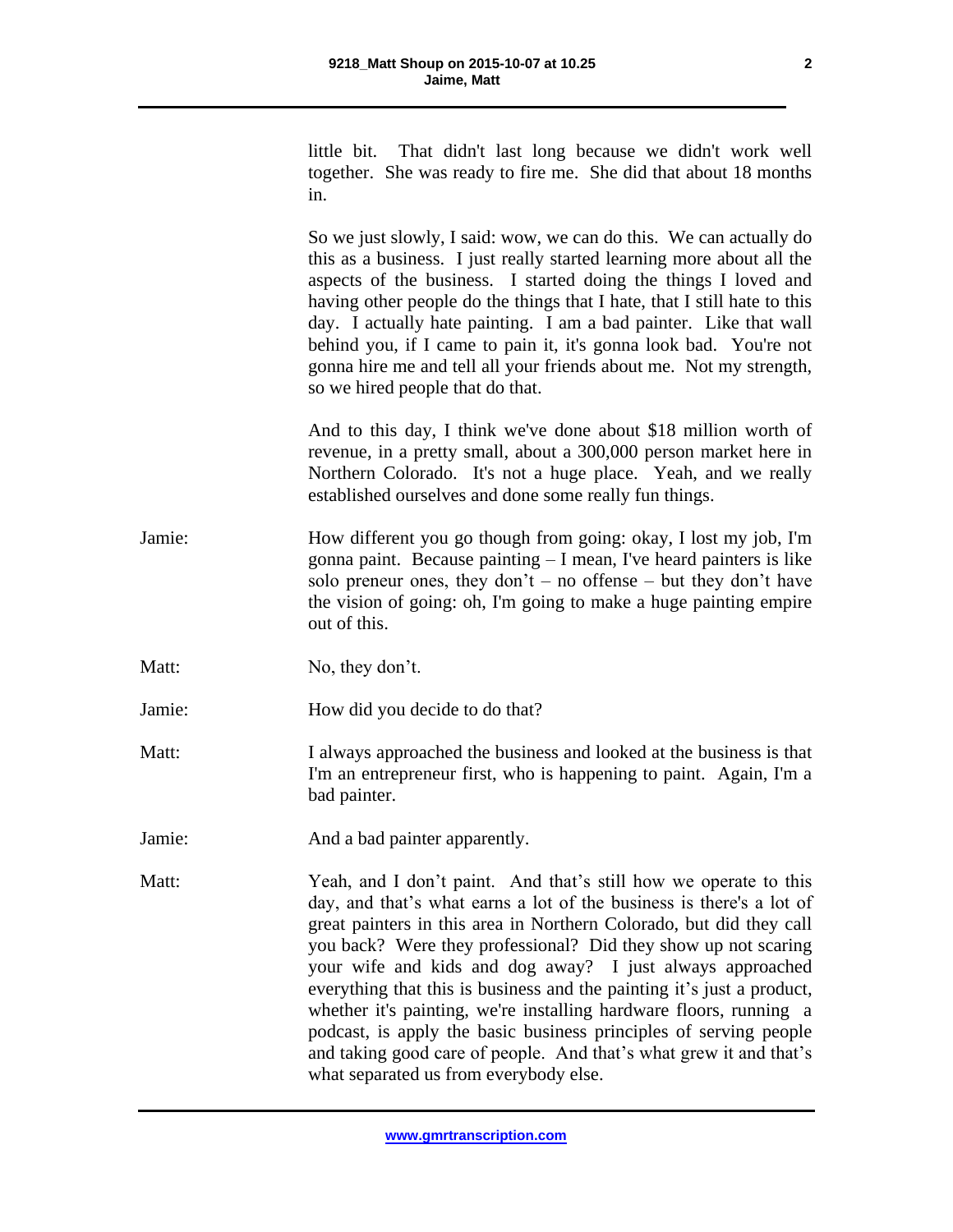little bit. That didn't last long because we didn't work well together. She was ready to fire me. She did that about 18 months in.

So we just slowly, I said: wow, we can do this. We can actually do this as a business. I just really started learning more about all the aspects of the business. I started doing the things I loved and having other people do the things that I hate, that I still hate to this day. I actually hate painting. I am a bad painter. Like that wall behind you, if I came to pain it, it's gonna look bad. You're not gonna hire me and tell all your friends about me. Not my strength, so we hired people that do that.

And to this day, I think we've done about $18 million worth of revenue, in a pretty small, about a 300,000 person market here in Northern Colorado. It's not a huge place. Yeah, and we really established ourselves and done some really fun things.

Jamie: How different you go though from going: okay, I lost my job, I'm gonna paint. Because painting – I mean, I've heard painters is like solo preneur ones, they don't – no offense – but they don't have the vision of going: oh, I'm going to make a huge painting empire out of this.

Matt: No, they don't.

Jamie: How did you decide to do that?

Matt: I always approached the business and looked at the business is that I'm an entrepreneur first, who is happening to paint. Again, I'm a bad painter.

Jamie: And a bad painter apparently.

Matt: Yeah, and I don't paint. And that's still how we operate to this day, and that's what earns a lot of the business is there's a lot of great painters in this area in Northern Colorado, but did they call you back? Were they professional? Did they show up not scaring your wife and kids and dog away? I just always approached everything that this is business and the painting it's just a product, whether it's painting, we're installing hardware floors, running a podcast, is apply the basic business principles of serving people and taking good care of people. And that's what grew it and that's what separated us from everybody else.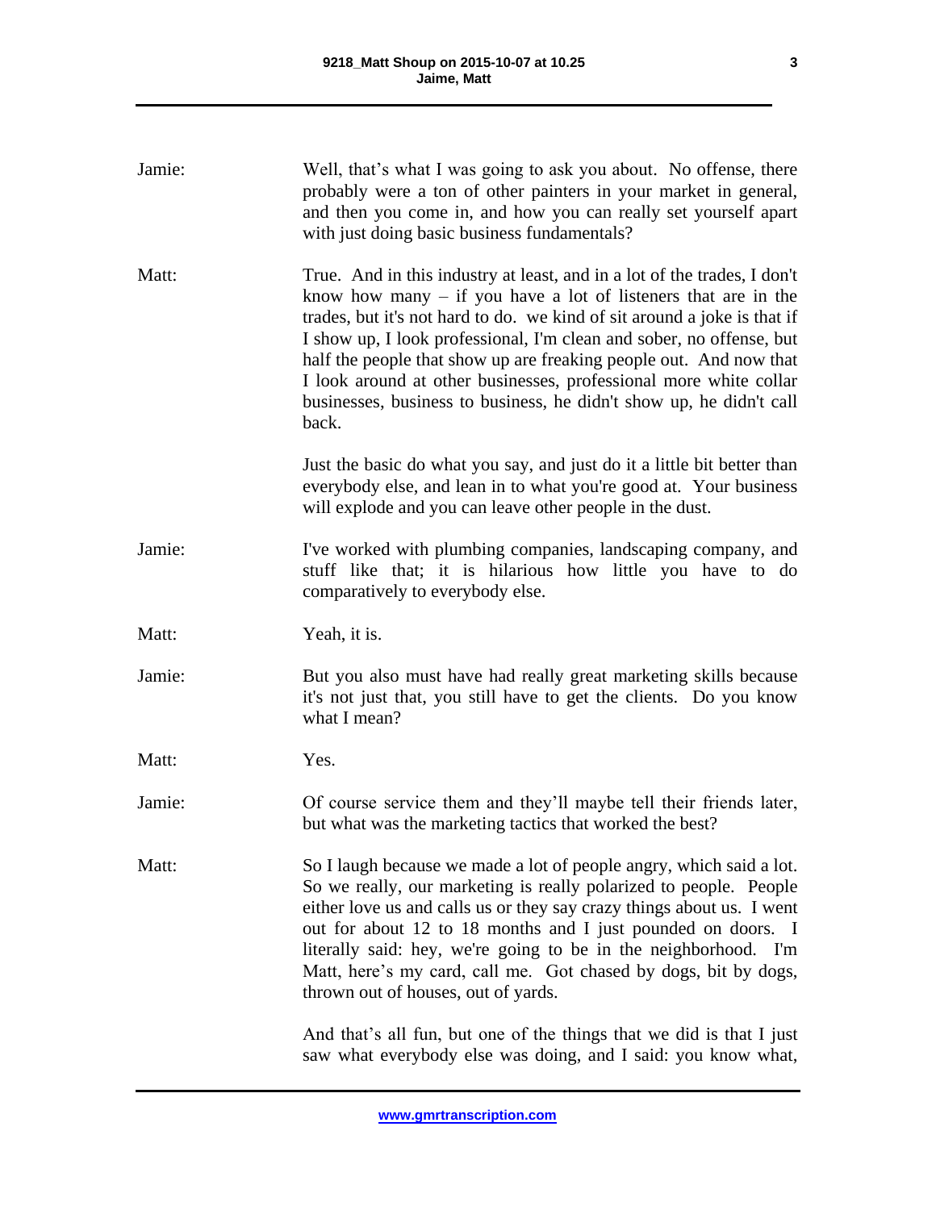Jamie: Well, that’s what I was going to ask you about. No offense, there probably were a ton of other painters in your market in general, and then you come in, and how you can really set yourself apart with just doing basic business fundamentals?

Matt: True. And in this industry at least, and in a lot of the trades, I don't know how many – if you have a lot of listeners that are in the trades, but it's not hard to do. we kind of sit around a joke is that if I show up, I look professional, I'm clean and sober, no offense, but half the people that show up are freaking people out. And now that I look around at other businesses, professional more white collar businesses, business to business, he didn't show up, he didn't call back.

Just the basic do what you say, and just do it a little bit better than everybody else, and lean in to what you're good at. Your business will explode and you can leave other people in the dust.

Jamie: I've worked with plumbing companies, landscaping company, and stuff like that; it is hilarious how little you have to do comparatively to everybody else.

Matt: Yeah, it is.

Jamie: But you also must have had really great marketing skills because it's not just that, you still have to get the clients. Do you know what I mean?

Matt: Yes.

Jamie: Of course service them and they’ll maybe tell their friends later, but what was the marketing tactics that worked the best?

Matt: So I laugh because we made a lot of people angry, which said a lot. So we really, our marketing is really polarized to people. People either love us and calls us or they say crazy things about us. I went out for about 12 to 18 months and I just pounded on doors. I literally said: hey, we're going to be in the neighborhood. I'm Matt, here’s my card, call me. Got chased by dogs, bit by dogs, thrown out of houses, out of yards.

And that’s all fun, but one of the things that we did is that I just saw what everybody else was doing, and I said: you know what,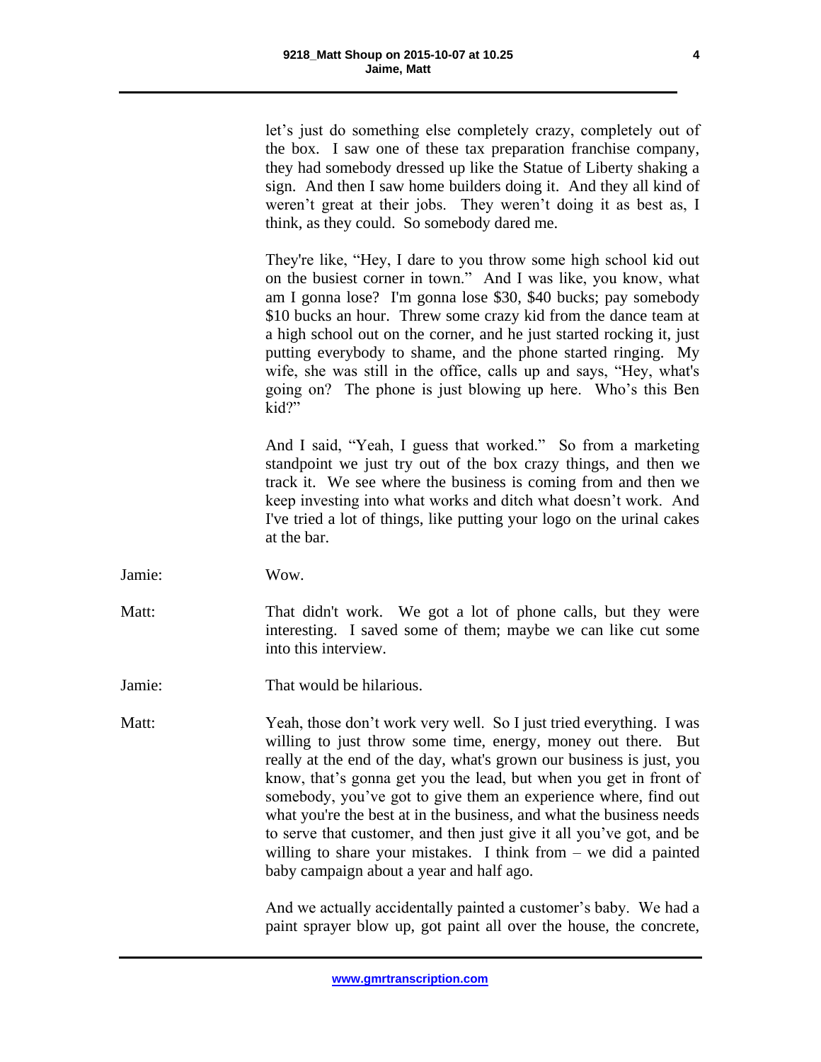let's just do something else completely crazy, completely out of the box. I saw one of these tax preparation franchise company, they had somebody dressed up like the Statue of Liberty shaking a sign. And then I saw home builders doing it. And they all kind of weren't great at their jobs. They weren't doing it as best as, I think, as they could. So somebody dared me.

They're like, "Hey, I dare to you throw some high school kid out on the busiest corner in town." And I was like, you know, what am I gonna lose? I'm gonna lose $30, $40 bucks; pay somebody $10 bucks an hour. Threw some crazy kid from the dance team at a high school out on the corner, and he just started rocking it, just putting everybody to shame, and the phone started ringing. My wife, she was still in the office, calls up and says, "Hey, what's going on? The phone is just blowing up here. Who's this Ben kid?"

And I said, "Yeah, I guess that worked." So from a marketing standpoint we just try out of the box crazy things, and then we track it. We see where the business is coming from and then we keep investing into what works and ditch what doesn't work. And I've tried a lot of things, like putting your logo on the urinal cakes at the bar.

Jamie: Wow.

Matt: That didn't work. We got a lot of phone calls, but they were interesting. I saved some of them; maybe we can like cut some into this interview.

Jamie: That would be hilarious.

Matt: Yeah, those don't work very well. So I just tried everything. I was willing to just throw some time, energy, money out there. But really at the end of the day, what's grown our business is just, you know, that's gonna get you the lead, but when you get in front of somebody, you've got to give them an experience where, find out what you're the best at in the business, and what the business needs to serve that customer, and then just give it all you've got, and be willing to share your mistakes. I think from – we did a painted baby campaign about a year and half ago.

And we actually accidentally painted a customer's baby. We had a paint sprayer blow up, got paint all over the house, the concrete,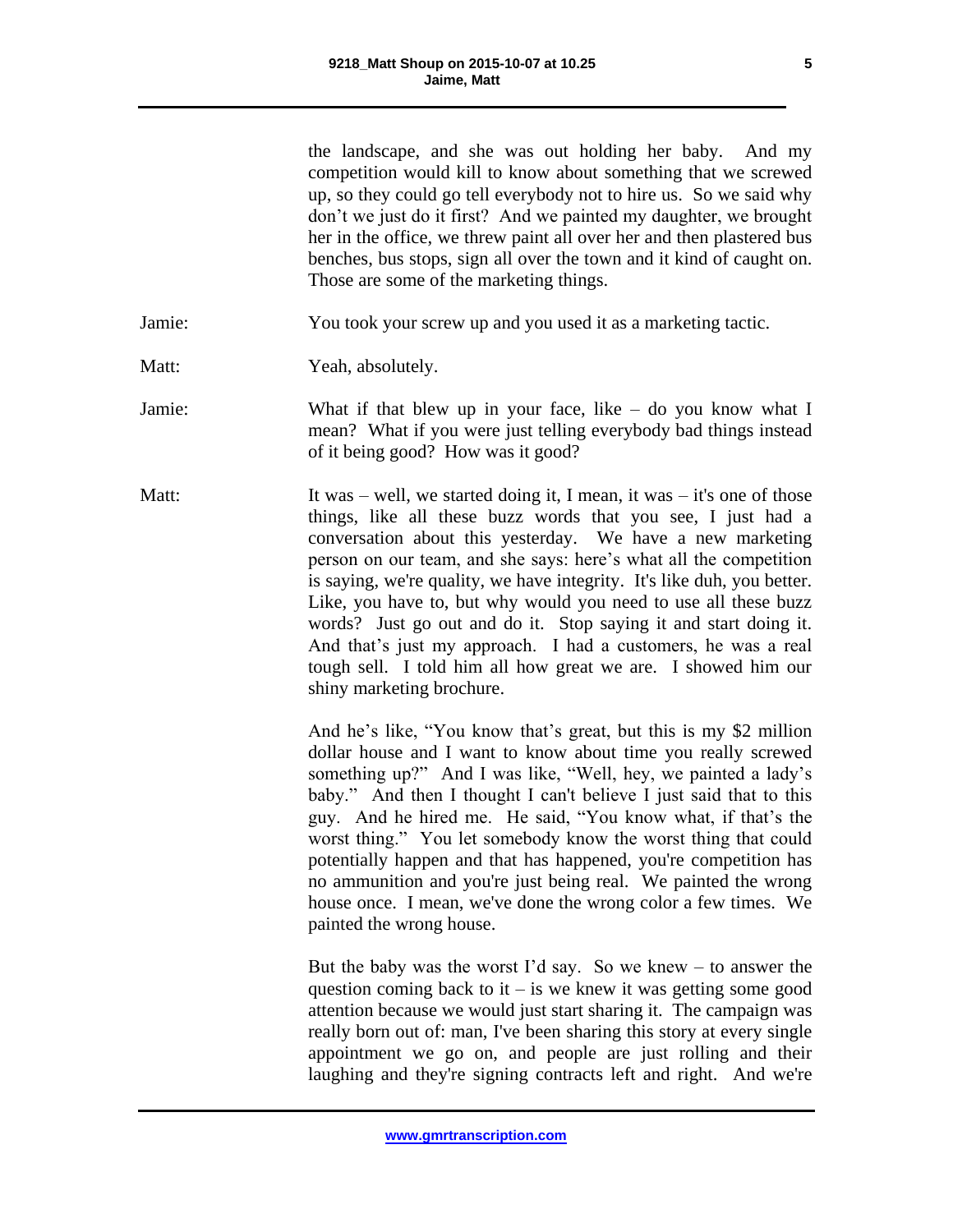the landscape, and she was out holding her baby. And my competition would kill to know about something that we screwed up, so they could go tell everybody not to hire us. So we said why don't we just do it first? And we painted my daughter, we brought her in the office, we threw paint all over her and then plastered bus benches, bus stops, sign all over the town and it kind of caught on. Those are some of the marketing things.

Jamie: You took your screw up and you used it as a marketing tactic.

Matt: Yeah, absolutely.

Jamie: What if that blew up in your face, like – do you know what I mean? What if you were just telling everybody bad things instead of it being good? How was it good?

Matt: It was – well, we started doing it, I mean, it was – it's one of those things, like all these buzz words that you see, I just had a conversation about this yesterday. We have a new marketing person on our team, and she says: here's what all the competition is saying, we're quality, we have integrity. It's like duh, you better. Like, you have to, but why would you need to use all these buzz words? Just go out and do it. Stop saying it and start doing it. And that's just my approach. I had a customers, he was a real tough sell. I told him all how great we are. I showed him our shiny marketing brochure.

And he's like, "You know that's great, but this is my $2 million dollar house and I want to know about time you really screwed something up?" And I was like, "Well, hey, we painted a lady's baby." And then I thought I can't believe I just said that to this guy. And he hired me. He said, "You know what, if that's the worst thing." You let somebody know the worst thing that could potentially happen and that has happened, you're competition has no ammunition and you're just being real. We painted the wrong house once. I mean, we've done the wrong color a few times. We painted the wrong house.

But the baby was the worst I'd say. So we knew – to answer the question coming back to it – is we knew it was getting some good attention because we would just start sharing it. The campaign was really born out of: man, I've been sharing this story at every single appointment we go on, and people are just rolling and their laughing and they're signing contracts left and right. And we're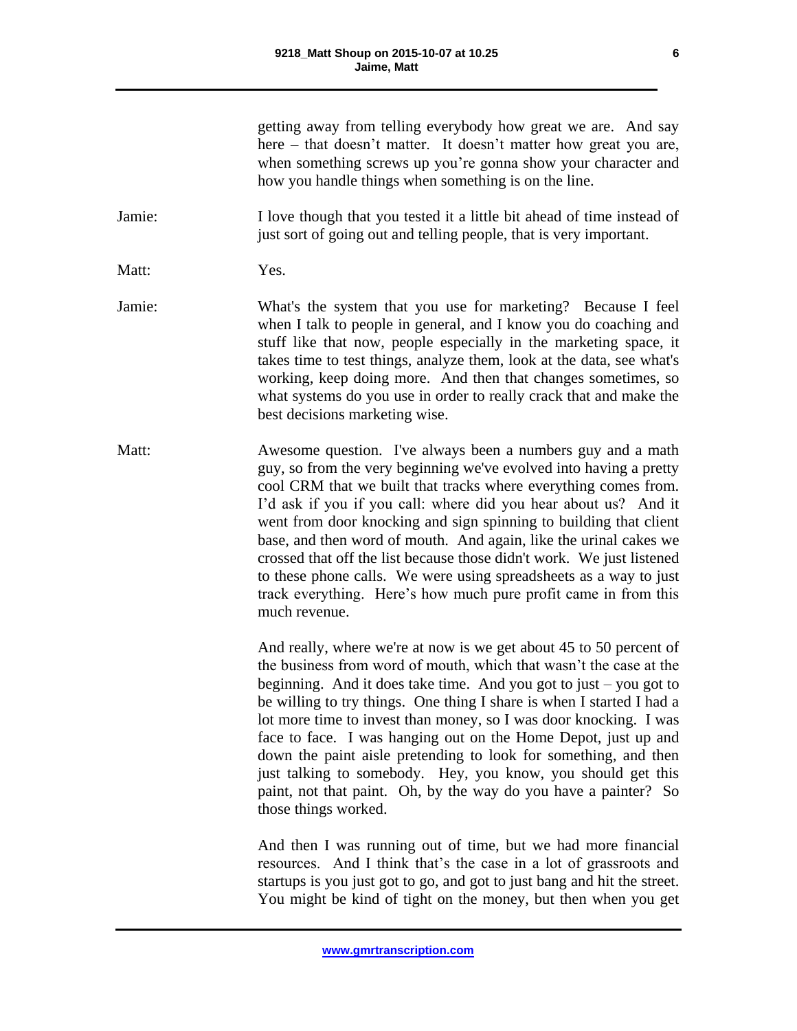getting away from telling everybody how great we are. And say here – that doesn't matter. It doesn't matter how great you are, when something screws up you're gonna show your character and how you handle things when something is on the line.

Jamie: I love though that you tested it a little bit ahead of time instead of just sort of going out and telling people, that is very important.

Matt: Yes.

Jamie: What's the system that you use for marketing? Because I feel when I talk to people in general, and I know you do coaching and stuff like that now, people especially in the marketing space, it takes time to test things, analyze them, look at the data, see what's working, keep doing more. And then that changes sometimes, so what systems do you use in order to really crack that and make the best decisions marketing wise.

Matt: Awesome question. I've always been a numbers guy and a math guy, so from the very beginning we've evolved into having a pretty cool CRM that we built that tracks where everything comes from. I'd ask if you if you call: where did you hear about us? And it went from door knocking and sign spinning to building that client base, and then word of mouth. And again, like the urinal cakes we crossed that off the list because those didn't work. We just listened to these phone calls. We were using spreadsheets as a way to just track everything. Here's how much pure profit came in from this much revenue.

And really, where we're at now is we get about 45 to 50 percent of the business from word of mouth, which that wasn't the case at the beginning. And it does take time. And you got to just – you got to be willing to try things. One thing I share is when I started I had a lot more time to invest than money, so I was door knocking. I was face to face. I was hanging out on the Home Depot, just up and down the paint aisle pretending to look for something, and then just talking to somebody. Hey, you know, you should get this paint, not that paint. Oh, by the way do you have a painter? So those things worked.

And then I was running out of time, but we had more financial resources. And I think that's the case in a lot of grassroots and startups is you just got to go, and got to just bang and hit the street. You might be kind of tight on the money, but then when you get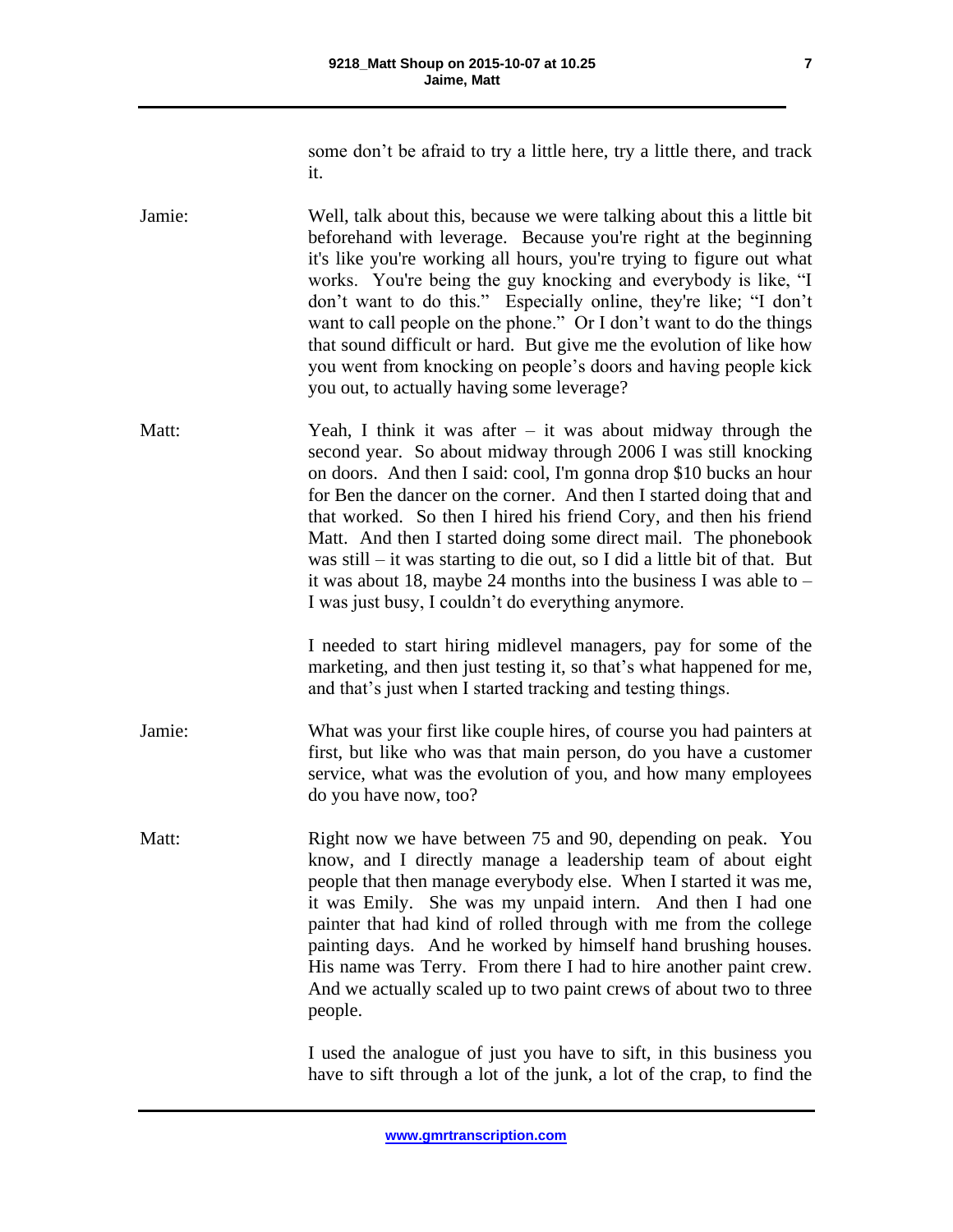some don't be afraid to try a little here, try a little there, and track it.

Jamie: Well, talk about this, because we were talking about this a little bit beforehand with leverage. Because you're right at the beginning it's like you're working all hours, you're trying to figure out what works. You're being the guy knocking and everybody is like, "I don't want to do this." Especially online, they're like; "I don't want to call people on the phone." Or I don't want to do the things that sound difficult or hard. But give me the evolution of like how you went from knocking on people's doors and having people kick you out, to actually having some leverage?

Matt: Yeah, I think it was after – it was about midway through the second year. So about midway through 2006 I was still knocking on doors. And then I said: cool, I'm gonna drop $10 bucks an hour for Ben the dancer on the corner. And then I started doing that and that worked. So then I hired his friend Cory, and then his friend Matt. And then I started doing some direct mail. The phonebook was still – it was starting to die out, so I did a little bit of that. But it was about 18, maybe 24 months into the business I was able to – I was just busy, I couldn't do everything anymore.

I needed to start hiring midlevel managers, pay for some of the marketing, and then just testing it, so that's what happened for me, and that's just when I started tracking and testing things.

Jamie: What was your first like couple hires, of course you had painters at first, but like who was that main person, do you have a customer service, what was the evolution of you, and how many employees do you have now, too?

Matt: Right now we have between 75 and 90, depending on peak. You know, and I directly manage a leadership team of about eight people that then manage everybody else. When I started it was me, it was Emily. She was my unpaid intern. And then I had one painter that had kind of rolled through with me from the college painting days. And he worked by himself hand brushing houses. His name was Terry. From there I had to hire another paint crew. And we actually scaled up to two paint crews of about two to three people.

I used the analogue of just you have to sift, in this business you have to sift through a lot of the junk, a lot of the crap, to find the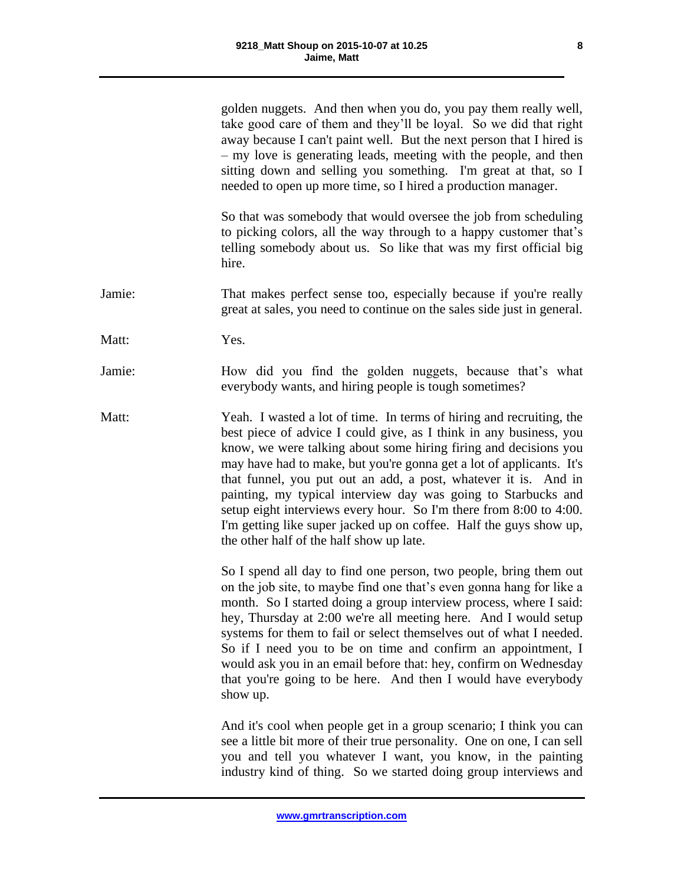golden nuggets. And then when you do, you pay them really well, take good care of them and they'll be loyal. So we did that right away because I can't paint well. But the next person that I hired is – my love is generating leads, meeting with the people, and then sitting down and selling you something. I'm great at that, so I needed to open up more time, so I hired a production manager.

So that was somebody that would oversee the job from scheduling to picking colors, all the way through to a happy customer that's telling somebody about us. So like that was my first official big hire.

Jamie: That makes perfect sense too, especially because if you're really great at sales, you need to continue on the sales side just in general.

Matt: Yes.

Jamie: How did you find the golden nuggets, because that's what everybody wants, and hiring people is tough sometimes?

Matt: Yeah. I wasted a lot of time. In terms of hiring and recruiting, the best piece of advice I could give, as I think in any business, you know, we were talking about some hiring firing and decisions you may have had to make, but you're gonna get a lot of applicants. It's that funnel, you put out an add, a post, whatever it is. And in painting, my typical interview day was going to Starbucks and setup eight interviews every hour. So I'm there from 8:00 to 4:00. I'm getting like super jacked up on coffee. Half the guys show up, the other half of the half show up late.

So I spend all day to find one person, two people, bring them out on the job site, to maybe find one that's even gonna hang for like a month. So I started doing a group interview process, where I said: hey, Thursday at 2:00 we're all meeting here. And I would setup systems for them to fail or select themselves out of what I needed. So if I need you to be on time and confirm an appointment, I would ask you in an email before that: hey, confirm on Wednesday that you're going to be here. And then I would have everybody show up.

And it's cool when people get in a group scenario; I think you can see a little bit more of their true personality. One on one, I can sell you and tell you whatever I want, you know, in the painting industry kind of thing. So we started doing group interviews and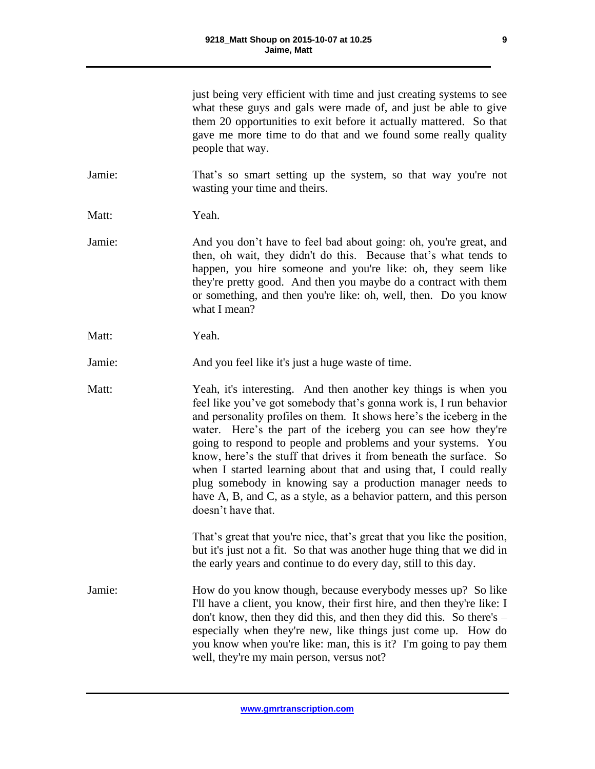just being very efficient with time and just creating systems to see what these guys and gals were made of, and just be able to give them 20 opportunities to exit before it actually mattered. So that gave me more time to do that and we found some really quality people that way.

Jamie: That's so smart setting up the system, so that way you're not wasting your time and theirs.

Matt: Yeah.

Jamie: And you don't have to feel bad about going: oh, you're great, and then, oh wait, they didn't do this. Because that's what tends to happen, you hire someone and you're like: oh, they seem like they're pretty good. And then you maybe do a contract with them or something, and then you're like: oh, well, then. Do you know what I mean?

Matt: Yeah.

Jamie: And you feel like it's just a huge waste of time.

Matt: Yeah, it's interesting. And then another key things is when you feel like you've got somebody that's gonna work is, I run behavior and personality profiles on them. It shows here's the iceberg in the water. Here's the part of the iceberg you can see how they're going to respond to people and problems and your systems. You know, here's the stuff that drives it from beneath the surface. So when I started learning about that and using that, I could really plug somebody in knowing say a production manager needs to have A, B, and C, as a style, as a behavior pattern, and this person doesn't have that.

That's great that you're nice, that's great that you like the position, but it's just not a fit. So that was another huge thing that we did in the early years and continue to do every day, still to this day.

Jamie: How do you know though, because everybody messes up? So like I'll have a client, you know, their first hire, and then they're like: I don't know, then they did this, and then they did this. So there's – especially when they're new, like things just come up. How do you know when you're like: man, this is it? I'm going to pay them well, they're my main person, versus not?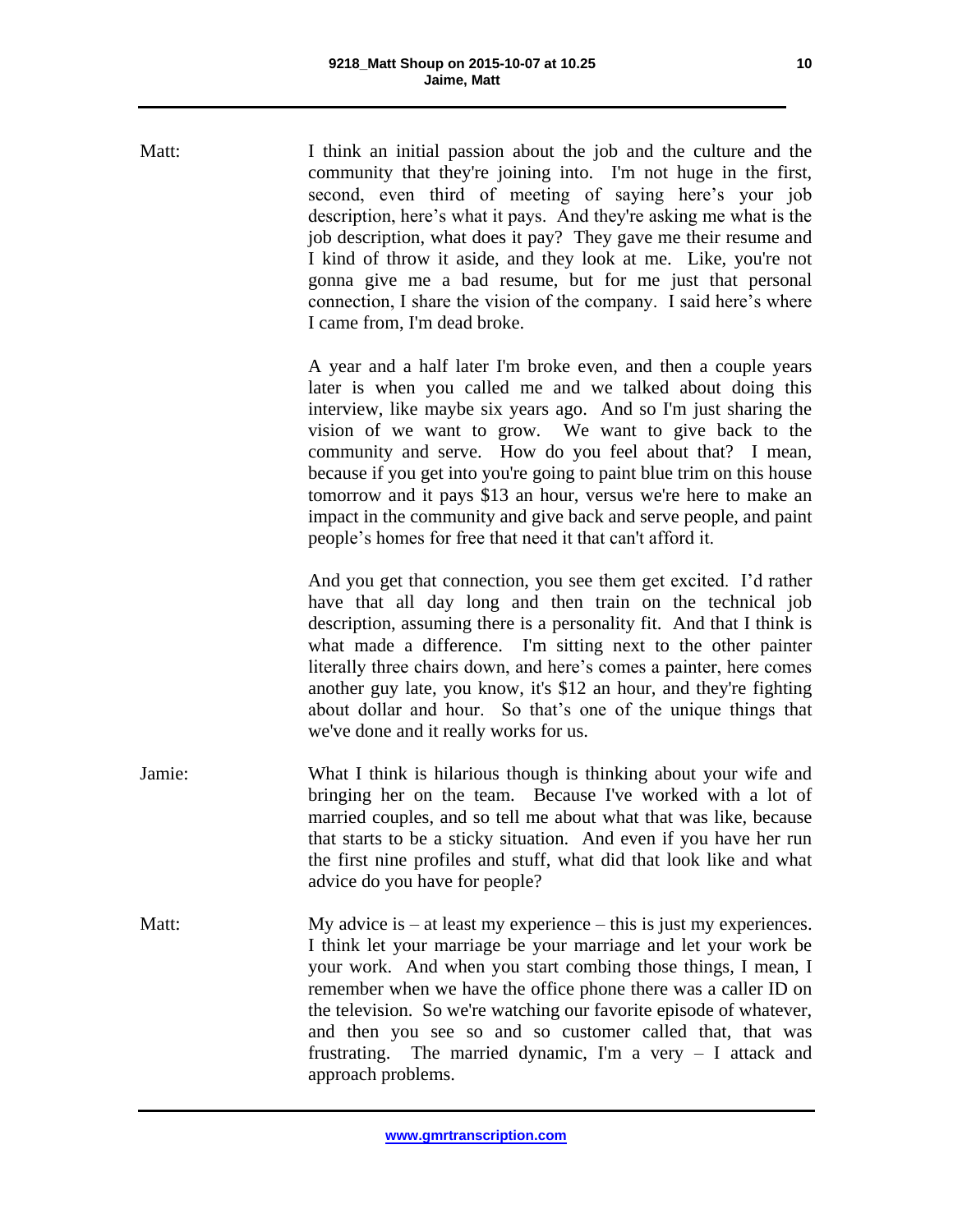Matt: I think an initial passion about the job and the culture and the community that they're joining into. I'm not huge in the first, second, even third of meeting of saying here's your job description, here's what it pays. And they're asking me what is the job description, what does it pay? They gave me their resume and I kind of throw it aside, and they look at me. Like, you're not gonna give me a bad resume, but for me just that personal connection, I share the vision of the company. I said here's where I came from, I'm dead broke.

A year and a half later I'm broke even, and then a couple years later is when you called me and we talked about doing this interview, like maybe six years ago. And so I'm just sharing the vision of we want to grow. We want to give back to the community and serve. How do you feel about that? I mean, because if you get into you're going to paint blue trim on this house tomorrow and it pays $13 an hour, versus we're here to make an impact in the community and give back and serve people, and paint people's homes for free that need it that can't afford it.

And you get that connection, you see them get excited. I'd rather have that all day long and then train on the technical job description, assuming there is a personality fit. And that I think is what made a difference. I'm sitting next to the other painter literally three chairs down, and here's comes a painter, here comes another guy late, you know, it's $12 an hour, and they're fighting about dollar and hour. So that's one of the unique things that we've done and it really works for us.

Jamie: What I think is hilarious though is thinking about your wife and bringing her on the team. Because I've worked with a lot of married couples, and so tell me about what that was like, because that starts to be a sticky situation. And even if you have her run the first nine profiles and stuff, what did that look like and what advice do you have for people?

Matt: My advice is – at least my experience – this is just my experiences. I think let your marriage be your marriage and let your work be your work. And when you start combing those things, I mean, I remember when we have the office phone there was a caller ID on the television. So we're watching our favorite episode of whatever, and then you see so and so customer called that, that was frustrating. The married dynamic, I'm a very – I attack and approach problems.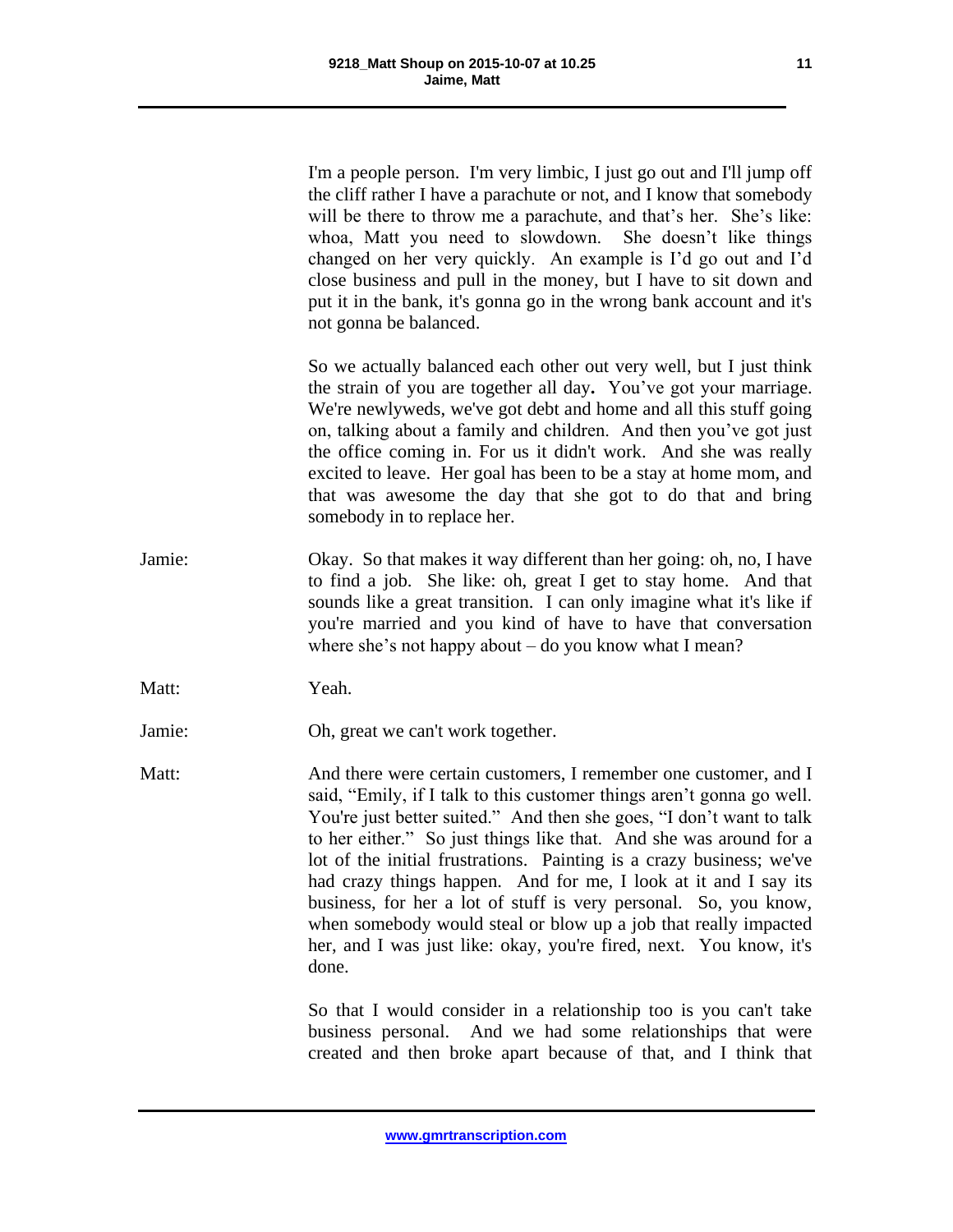I'm a people person. I'm very limbic, I just go out and I'll jump off the cliff rather I have a parachute or not, and I know that somebody will be there to throw me a parachute, and that's her. She's like: whoa, Matt you need to slowdown. She doesn't like things changed on her very quickly. An example is I'd go out and I'd close business and pull in the money, but I have to sit down and put it in the bank, it's gonna go in the wrong bank account and it's not gonna be balanced.

So we actually balanced each other out very well, but I just think the strain of you are together all day**.** You've got your marriage. We're newlyweds, we've got debt and home and all this stuff going on, talking about a family and children. And then you've got just the office coming in. For us it didn't work. And she was really excited to leave. Her goal has been to be a stay at home mom, and that was awesome the day that she got to do that and bring somebody in to replace her.

Jamie: Okay. So that makes it way different than her going: oh, no, I have to find a job. She like: oh, great I get to stay home. And that sounds like a great transition. I can only imagine what it's like if you're married and you kind of have to have that conversation where she's not happy about – do you know what I mean?

Matt: Yeah.

Jamie: Oh, great we can't work together.

Matt: And there were certain customers, I remember one customer, and I said, "Emily, if I talk to this customer things aren't gonna go well. You're just better suited." And then she goes, "I don't want to talk to her either." So just things like that. And she was around for a lot of the initial frustrations. Painting is a crazy business; we've had crazy things happen. And for me, I look at it and I say its business, for her a lot of stuff is very personal. So, you know, when somebody would steal or blow up a job that really impacted her, and I was just like: okay, you're fired, next. You know, it's done.

So that I would consider in a relationship too is you can't take business personal. And we had some relationships that were created and then broke apart because of that, and I think that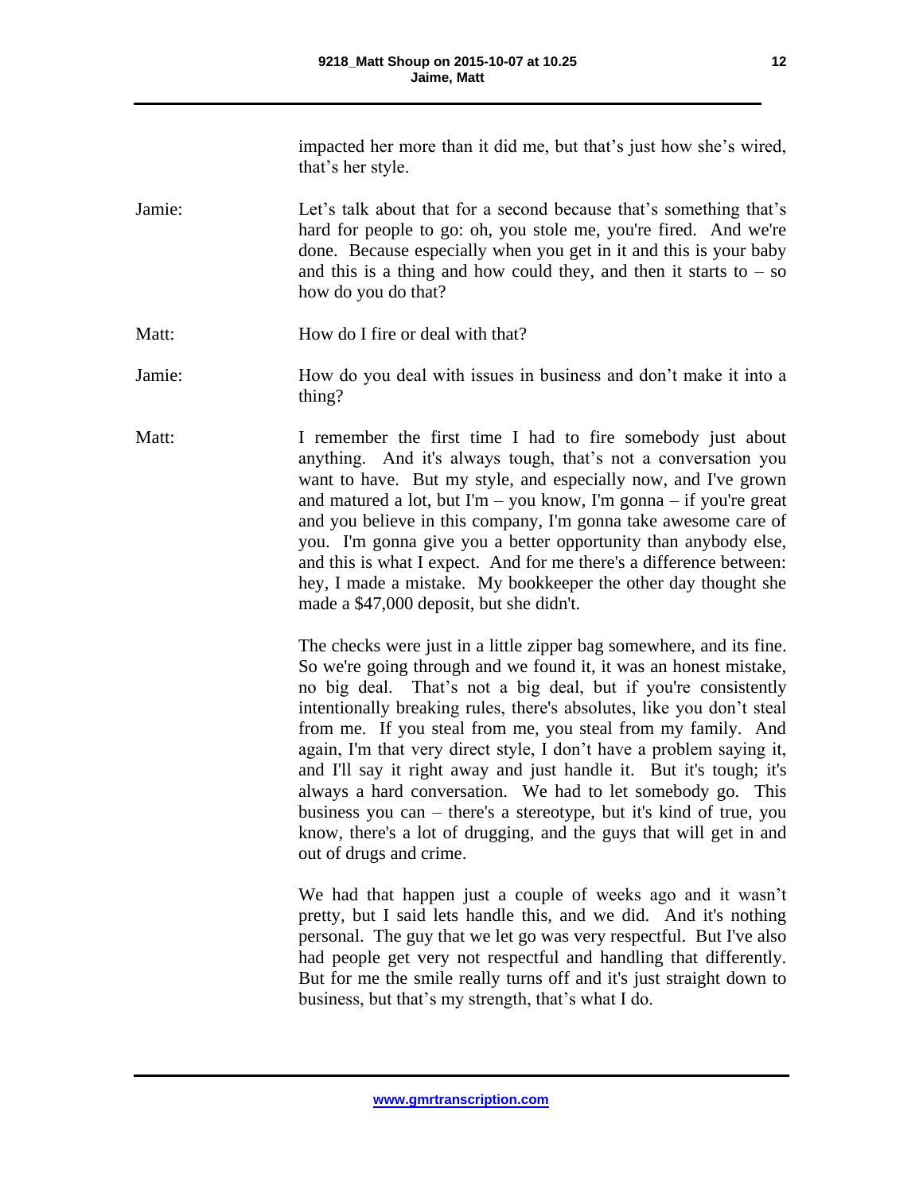impacted her more than it did me, but that's just how she's wired, that's her style.

Jamie: Let's talk about that for a second because that's something that's hard for people to go: oh, you stole me, you're fired. And we're done. Because especially when you get in it and this is your baby and this is a thing and how could they, and then it starts to – so how do you do that?

Matt: How do I fire or deal with that?

Jamie: How do you deal with issues in business and don't make it into a thing?

Matt: I remember the first time I had to fire somebody just about anything. And it's always tough, that's not a conversation you want to have. But my style, and especially now, and I've grown and matured a lot, but I'm – you know, I'm gonna – if you're great and you believe in this company, I'm gonna take awesome care of you. I'm gonna give you a better opportunity than anybody else, and this is what I expect. And for me there's a difference between: hey, I made a mistake. My bookkeeper the other day thought she made a $47,000 deposit, but she didn't.

The checks were just in a little zipper bag somewhere, and its fine. So we're going through and we found it, it was an honest mistake, no big deal. That's not a big deal, but if you're consistently intentionally breaking rules, there's absolutes, like you don't steal from me. If you steal from me, you steal from my family. And again, I'm that very direct style, I don't have a problem saying it, and I'll say it right away and just handle it. But it's tough; it's always a hard conversation. We had to let somebody go. This business you can – there's a stereotype, but it's kind of true, you know, there's a lot of drugging, and the guys that will get in and out of drugs and crime.

We had that happen just a couple of weeks ago and it wasn't pretty, but I said lets handle this, and we did. And it's nothing personal. The guy that we let go was very respectful. But I've also had people get very not respectful and handling that differently. But for me the smile really turns off and it's just straight down to business, but that's my strength, that's what I do.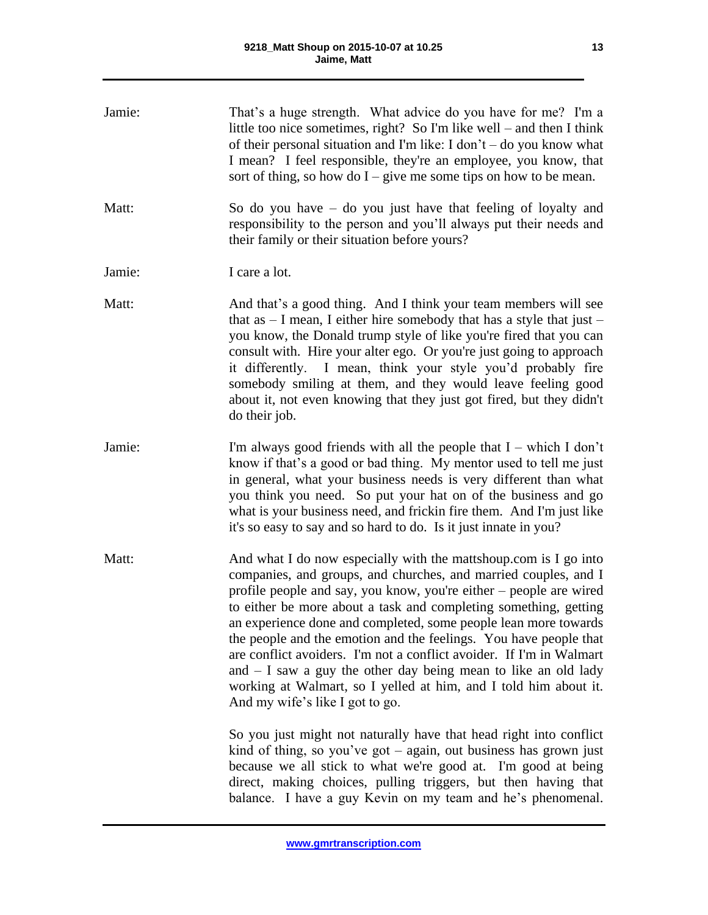Jamie: That's a huge strength. What advice do you have for me? I'm a little too nice sometimes, right? So I'm like well – and then I think of their personal situation and I'm like: I don't – do you know what I mean? I feel responsible, they're an employee, you know, that sort of thing, so how do I – give me some tips on how to be mean.

Matt: So do you have – do you just have that feeling of loyalty and responsibility to the person and you'll always put their needs and their family or their situation before yours?

Jamie: I care a lot.

Matt: And that's a good thing. And I think your team members will see that as – I mean, I either hire somebody that has a style that just – you know, the Donald trump style of like you're fired that you can consult with. Hire your alter ego. Or you're just going to approach it differently. I mean, think your style you'd probably fire somebody smiling at them, and they would leave feeling good about it, not even knowing that they just got fired, but they didn't do their job.

Jamie: I'm always good friends with all the people that I – which I don't know if that's a good or bad thing. My mentor used to tell me just in general, what your business needs is very different than what you think you need. So put your hat on of the business and go what is your business need, and frickin fire them. And I'm just like it's so easy to say and so hard to do. Is it just innate in you?

Matt: And what I do now especially with the mattshoup.com is I go into companies, and groups, and churches, and married couples, and I profile people and say, you know, you're either – people are wired to either be more about a task and completing something, getting an experience done and completed, some people lean more towards the people and the emotion and the feelings. You have people that are conflict avoiders. I'm not a conflict avoider. If I'm in Walmart and – I saw a guy the other day being mean to like an old lady working at Walmart, so I yelled at him, and I told him about it. And my wife's like I got to go.

So you just might not naturally have that head right into conflict kind of thing, so you've got – again, out business has grown just because we all stick to what we're good at. I'm good at being direct, making choices, pulling triggers, but then having that balance. I have a guy Kevin on my team and he's phenomenal.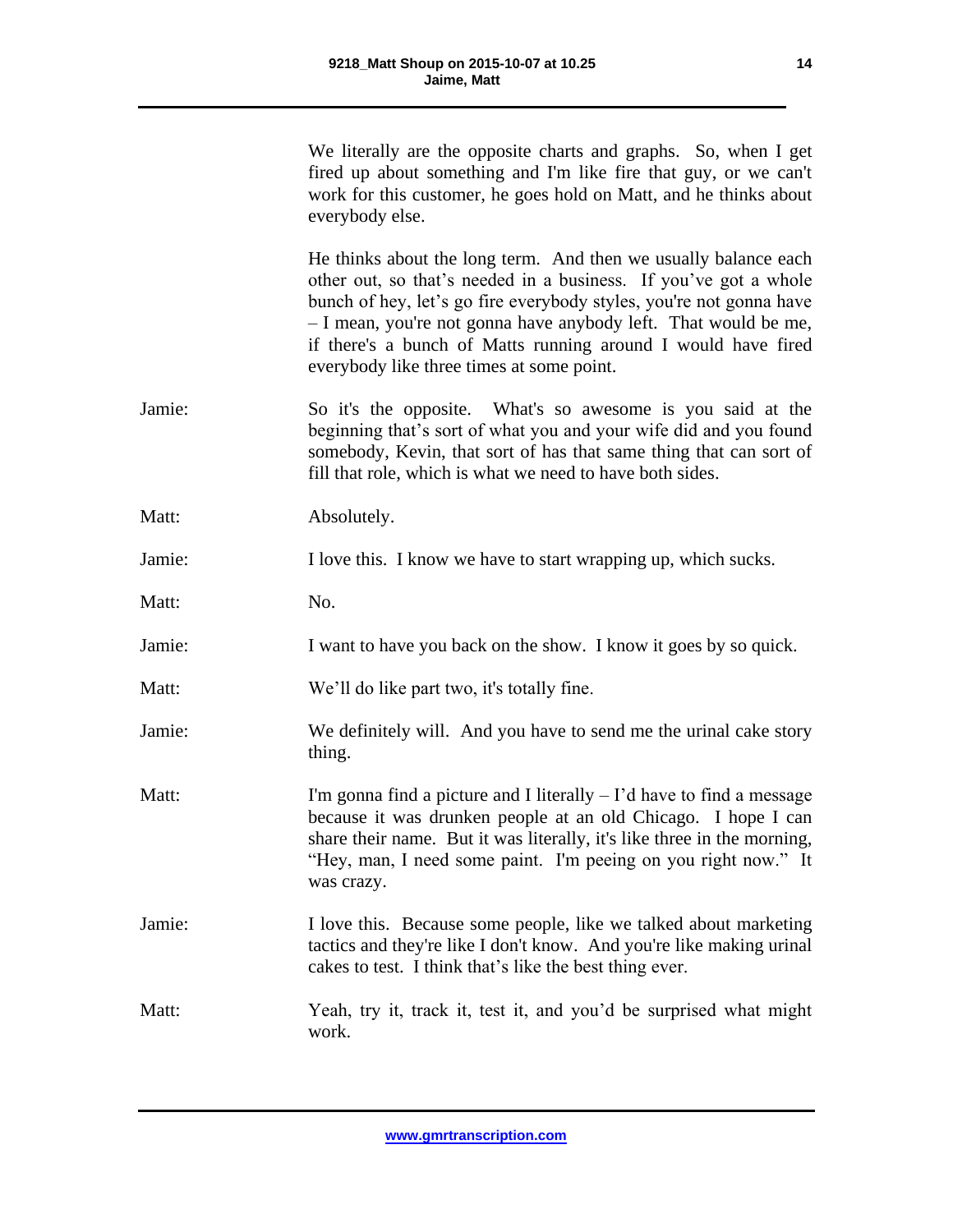We literally are the opposite charts and graphs. So, when I get fired up about something and I'm like fire that guy, or we can't work for this customer, he goes hold on Matt, and he thinks about everybody else.

He thinks about the long term. And then we usually balance each other out, so that's needed in a business. If you've got a whole bunch of hey, let's go fire everybody styles, you're not gonna have – I mean, you're not gonna have anybody left. That would be me, if there's a bunch of Matts running around I would have fired everybody like three times at some point.

Jamie: So it's the opposite. What's so awesome is you said at the beginning that's sort of what you and your wife did and you found somebody, Kevin, that sort of has that same thing that can sort of fill that role, which is what we need to have both sides.

Matt: Absolutely.

Jamie: I love this. I know we have to start wrapping up, which sucks.

Matt: No.

Jamie: I want to have you back on the show. I know it goes by so quick.

Matt: We'll do like part two, it's totally fine.

Jamie: We definitely will. And you have to send me the urinal cake story thing.

Matt: I'm gonna find a picture and I literally – I'd have to find a message because it was drunken people at an old Chicago. I hope I can share their name. But it was literally, it's like three in the morning, "Hey, man, I need some paint. I'm peeing on you right now." It was crazy.

Jamie: I love this. Because some people, like we talked about marketing tactics and they're like I don't know. And you're like making urinal cakes to test. I think that's like the best thing ever.

Matt: Yeah, try it, track it, test it, and you'd be surprised what might work.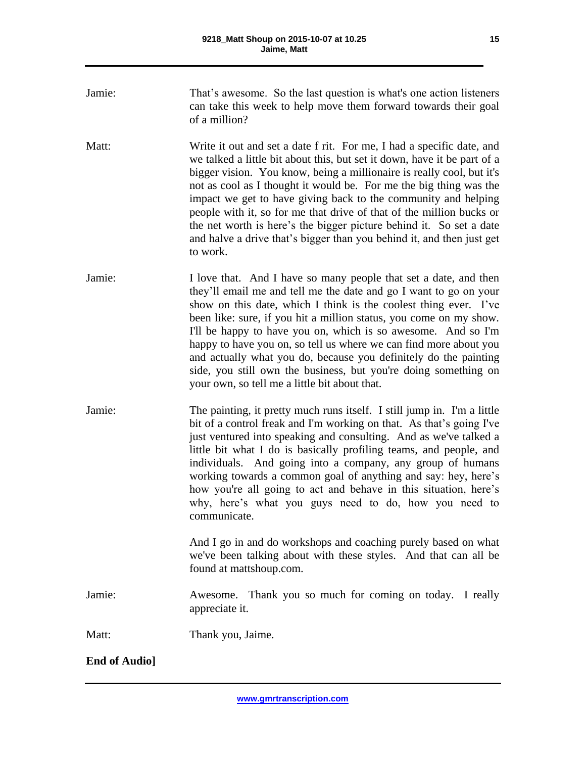Jamie: That's awesome. So the last question is what's one action listeners can take this week to help move them forward towards their goal of a million?

Matt: Write it out and set a date f rit. For me, I had a specific date, and we talked a little bit about this, but set it down, have it be part of a bigger vision. You know, being a millionaire is really cool, but it's not as cool as I thought it would be. For me the big thing was the impact we get to have giving back to the community and helping people with it, so for me that drive of that of the million bucks or the net worth is here's the bigger picture behind it. So set a date and halve a drive that's bigger than you behind it, and then just get to work.

Jamie: I love that. And I have so many people that set a date, and then they'll email me and tell me the date and go I want to go on your show on this date, which I think is the coolest thing ever. I've been like: sure, if you hit a million status, you come on my show. I'll be happy to have you on, which is so awesome. And so I'm happy to have you on, so tell us where we can find more about you and actually what you do, because you definitely do the painting side, you still own the business, but you're doing something on your own, so tell me a little bit about that.

Jamie: The painting, it pretty much runs itself. I still jump in. I'm a little bit of a control freak and I'm working on that. As that's going I've just ventured into speaking and consulting. And as we've talked a little bit what I do is basically profiling teams, and people, and individuals. And going into a company, any group of humans working towards a common goal of anything and say: hey, here's how you're all going to act and behave in this situation, here's why, here's what you guys need to do, how you need to communicate.

And I go in and do workshops and coaching purely based on what we've been talking about with these styles. And that can all be found at mattshoup.com.

Jamie: Awesome. Thank you so much for coming on today. I really appreciate it.

Matt: Thank you, Jaime.

**End of Audio]**